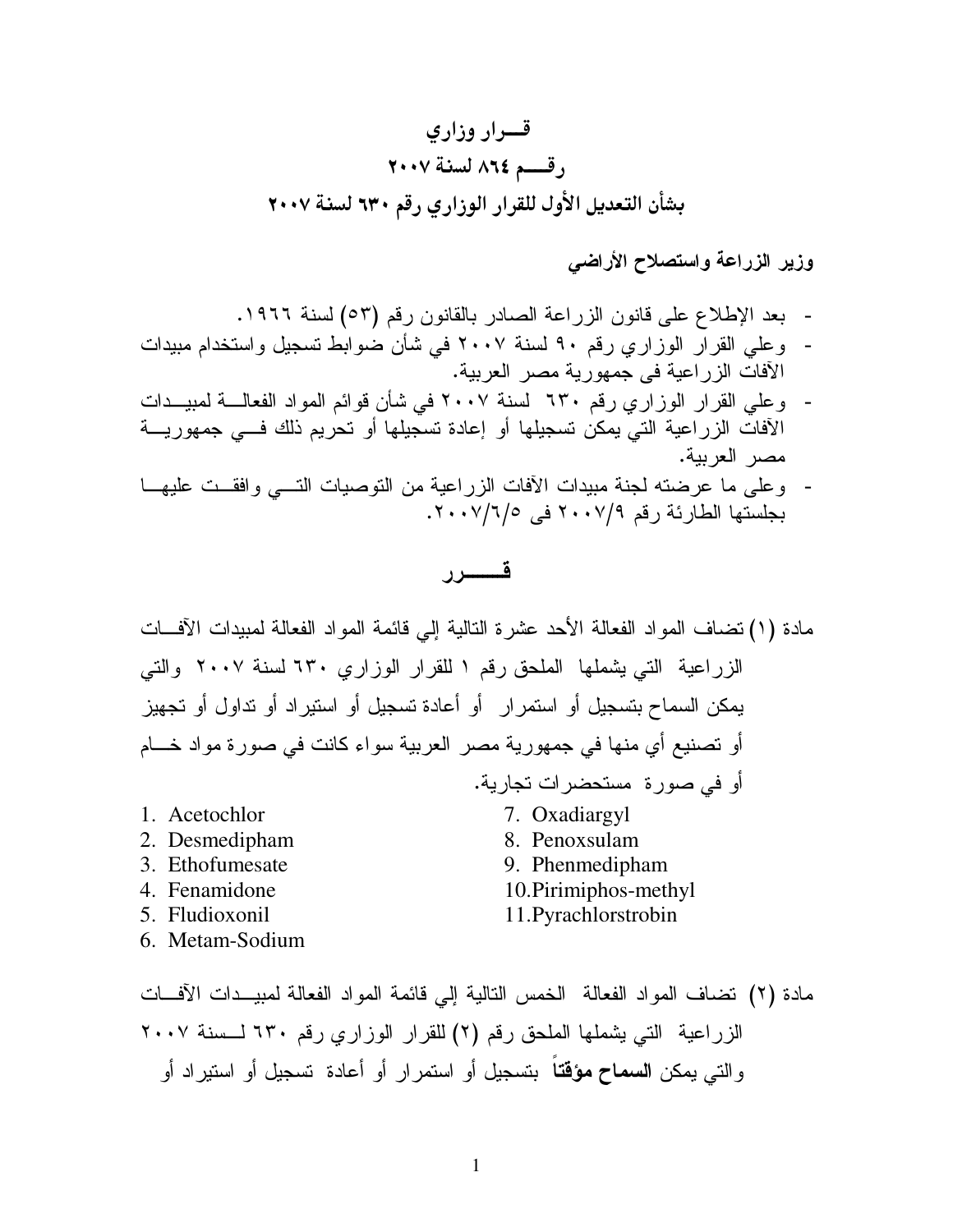# قـــرار وزاري
# رقـــم ٨٦٤ لسنة ٢٠٠٧
# بشأن التعديل الأول للقرار الوزاري رقم ٦٣٠ لسنة ٢٠٠٧

**وزير الزراعة واستصلاح الأراضي**

- بعد الإطلاع على قانون الزراعة الصادر بالقانون رقم (٥٣) لسنة ١٩٦٦.
- وعلي القرار الوزاري رقم ٩٠ لسنة ٢٠٠٧ في شأن ضوابط تسجيل واستخدام مبيدات الآفات الزراعية فى جمهورية مصر العربية.
- وعلي القرار الوزاري رقم ٦٣٠ لسنة ٢٠٠٧ في شأن قوائم المواد الفعالـــة لمبيـــدات الآفات الزراعية التي يمكن تسجيلها أو إعادة تسجيلها أو تحريم ذلك فـــي جمهوريـــة مصر العربية.
- وعلى ما عرضته لجنة مبيدات الآفات الزراعية من التوصيات التـــي وافقـــت عليهـــا بجلستها الطارئة رقم ٢٠٠٧/٩ فى ٢٠٠٧/٦/٥.

## قـــــــرر

مادة (١) تضاف المواد الفعالة الأحد عشرة التالية إلي قائمة المواد الفعالة لمبيدات الآفـــات الزراعية التي يشملها الملحق رقم ١ للقرار الوزاري ٦٣٠ لسنة ٢٠٠٧ والتي يمكن السماح بتسجيل أو استمرار أو أعادة تسجيل أو استيراد أو تداول أو تجهيز أو تصنيع أي منها في جمهورية مصر العربية سواء كانت في صورة مواد خـــام أو في صورة مستحضرات تجارية.

1. Acetochlor
2. Desmedipham
3. Ethofumesate
4. Fenamidone
5. Fludioxonil
6. Metam-Sodium
7. Oxadiargyl
8. Penoxsulam
9. Phenmedipham
10. Pirimiphos-methyl
11. Pyrachlorstrobin

مادة (٢) تضاف المواد الفعالة الخمس التالية إلي قائمة المواد الفعالة لمبيـــدات الآفـــات الزراعية التي يشملها الملحق رقم (٢) للقرار الوزاري رقم ٦٣٠ لـــسنة ٢٠٠٧ والتي يمكن **السماح مؤقتاً** بتسجيل أو استمرار أو أعادة تسجيل أو استيراد أو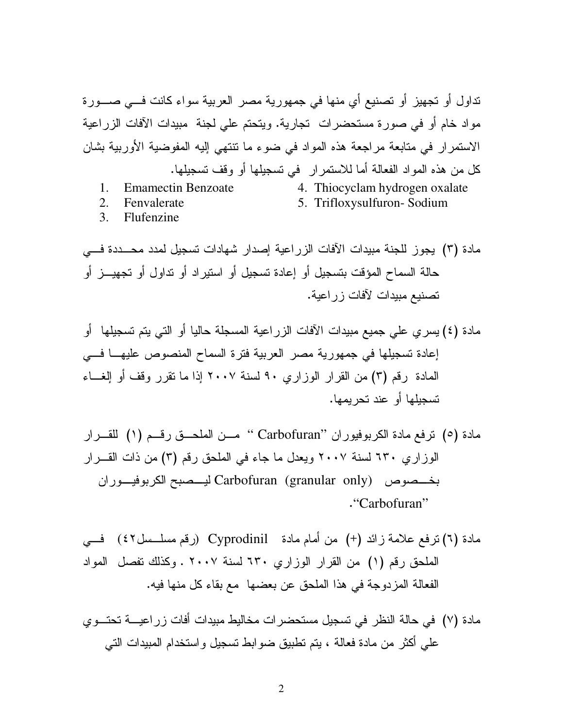تداول أو تجهيز أو تصنيع أي منها في جمهورية مصر العربية سواء كانت في صورة مواد خام أو في صورة مستحضرات تجارية. ويتحتم علي لجنة مبيدات الآفات الزراعية الاستمرار في متابعة مراجعة هذه المواد في ضوء ما تنتهي إليه المفوضية الأوربية بشان كل من هذه المواد الفعالة أما للاستمرار في تسجيلها أو وقف تسجيلها.

1. Emamectin Benzoate
2. Fenvalerate
3. Flufenzine
4. Thiocyclam hydrogen oxalate
5. Trifloxysulfuron- Sodium

مادة (٣) يجوز للجنة مبيدات الآفات الزراعية إصدار شهادات تسجيل لمدد محددة في حالة السماح المؤقت بتسجيل أو إعادة تسجيل أو استيراد أو تداول أو تجهيز أو تصنيع مبيدات لآفات زراعية.

مادة (٤) يسري علي جميع مبيدات الآفات الزراعية المسجلة حاليا أو التي يتم تسجيلها أو إعادة تسجيلها في جمهورية مصر العربية فترة السماح المنصوص عليها في المادة رقم (٣) من القرار الوزاري ٩٠ لسنة ٢٠٠٧ إذا ما تقرر وقف أو إلغاء تسجيلها أو عند تحريمها.

مادة (٥) ترفع مادة الكربوفيوران "Carbofuran" من الملحق رقم (١) للقرار الوزاري ٦٣٠ لسنة ٢٠٠٧ ويعدل ما جاء في الملحق رقم (٣) من ذات القرار بخصوص Carbofuran (granular only) ليصبح الكربوفيوران "Carbofuran".

مادة (٦) ترفع علامة زائد (+) من أمام مادة Cyprodinil (رقم مسلسل٤٢) في الملحق رقم (١) من القرار الوزاري ٦٣٠ لسنة ٢٠٠٧ . وكذلك تفصل المواد الفعالة المزدوجة في هذا الملحق عن بعضها مع بقاء كل منها فيه.

مادة (٧) في حالة النظر في تسجيل مستحضرات مخاليط مبيدات أفات زراعية تحتوي علي أكثر من مادة فعالة ، يتم تطبيق ضوابط تسجيل واستخدام المبيدات التي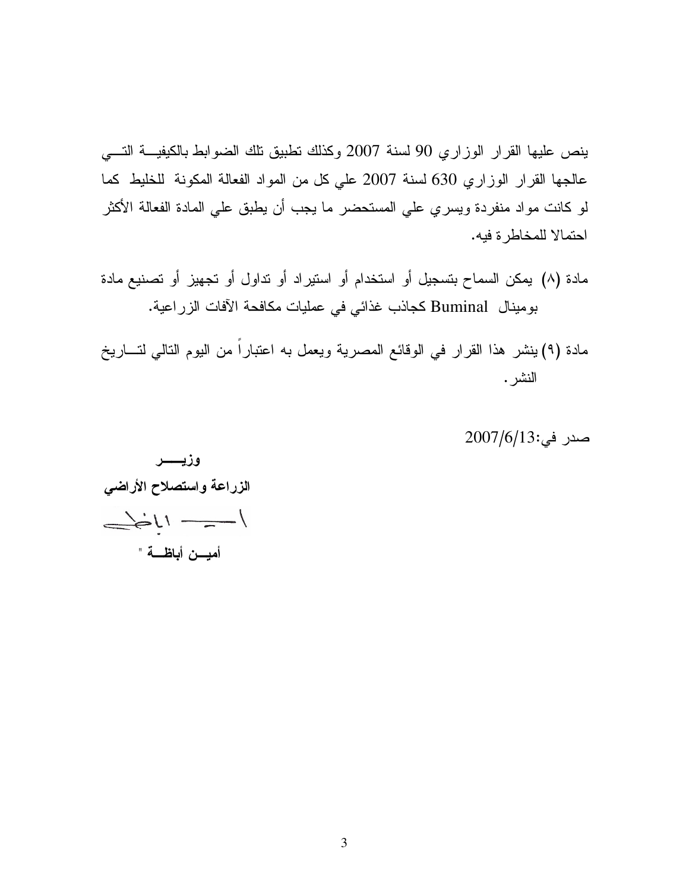ينص عليها القرار الوزاري 90 لسنة 2007 وكذلك تطبيق تلك الضوابط بالكيفية التي عالجها القرار الوزاري 630 لسنة 2007 علي كل من المواد الفعالة المكونة للخليط كما لو كانت مواد منفردة ويسري علي المستحضر ما يجب أن يطبق علي المادة الفعالة الأكثر احتمالا للمخاطرة فيه.

مادة (٨) يمكن السماح بتسجيل أو استخدام أو استيراد أو تداول أو تجهيز أو تصنيع مادة بومينال Buminal كجاذب غذائي في عمليات مكافحة الآفات الزراعية.

مادة (٩) ينشر هذا القرار في الوقائع المصرية ويعمل به اعتباراً من اليوم التالي لتاريخ النشر.

صدر في:2007/6/13

**وزير**

**الزراعة واستصلاح الأراضي**

أمين أباظة

**أمين أباظة "**